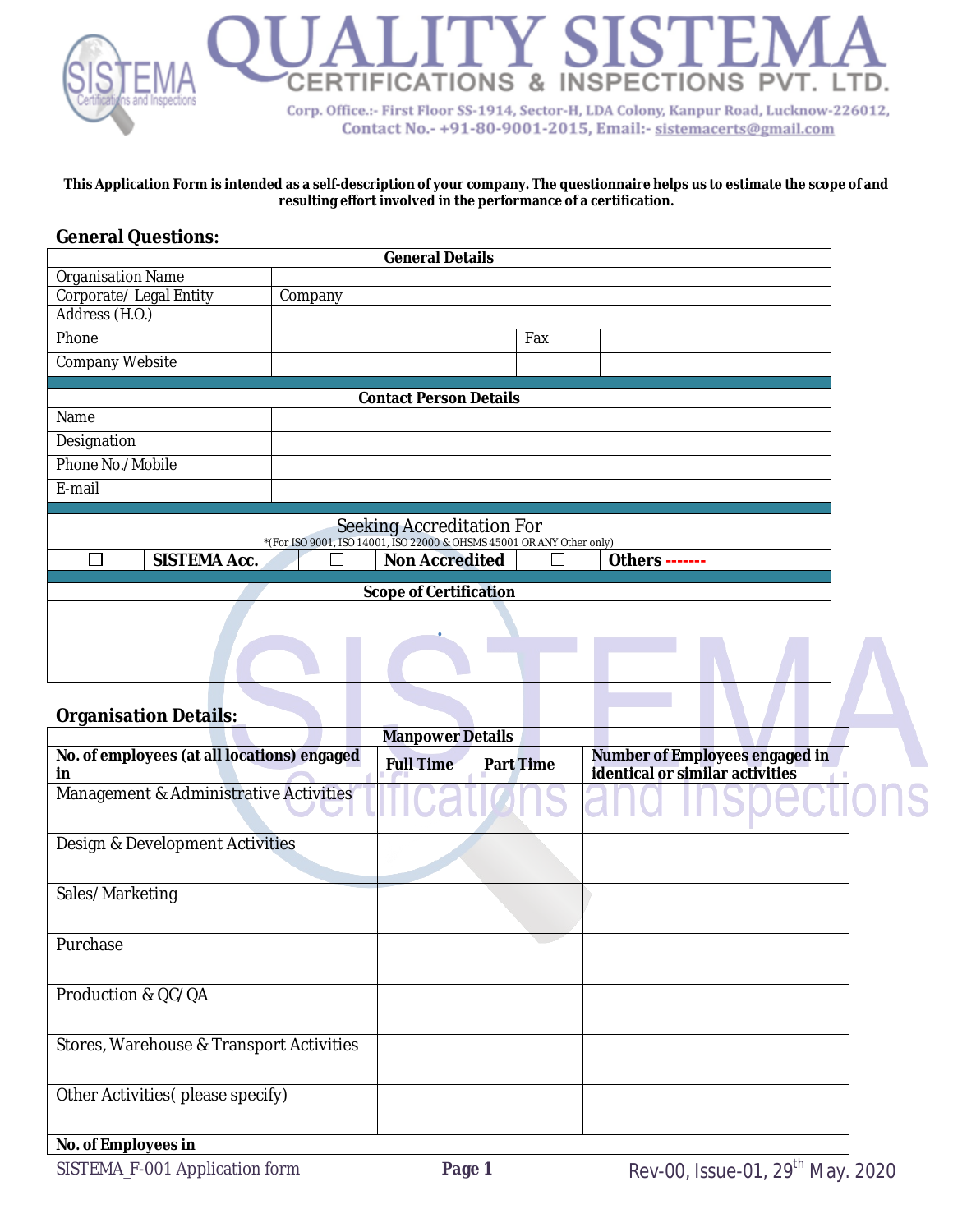# QUALITY SISTEMA
## CERTIFICATIONS & INSPECTIONS PVT. LTD.

Corp. Office.:- First Floor SS-1914, Sector-H, LDA Colony, Kanpur Road, Lucknow-226012,
Contact No.- +91-80-9001-2015, Email:- sistemacerts@gmail.com

**This Application Form is intended as a self-description of your company. The questionnaire helps us to estimate the scope of and resulting effort involved in the performance of a certification.**

## General Questions:

| **General Details** | | | |
|---|---|---|---|
| Organisation Name | | | |
| Corporate/ Legal Entity | Company | | |
| Address (H.O.) | | | |
| Phone | | Fax | |
| Company Website | | | |

| **Contact Person Details** | |
|---|---|
| Name | |
| Designation | |
| Phone No./Mobile | |
| E-mail | |

| Seeking Accreditation For *(For ISO 9001, ISO 14001, ISO 22000 & OHSMS 45001 OR ANY Other only) | | | | | |
|---|---|---|---|---|---|
| ☐ | **SISTEMA Acc.** | ☐ | **Non Accredited** | ☐ | **Others -------** |

| **Scope of Certification** |
|---|
| |

## Organisation Details:

| **Manpower Details** | | | |
|---|---|---|---|
| **No. of employees (at all locations) engaged in** | **Full Time** | **Part Time** | **Number of Employees engaged in identical or similar activities** |
| Management & Administrative Activities | | | |
| Design & Development Activities | | | |
| Sales/ Marketing | | | |
| Purchase | | | |
| Production & QC/QA | | | |
| Stores, Warehouse & Transport Activities | | | |
| Other Activities( please specify) | | | |
| **No. of Employees in** | | | |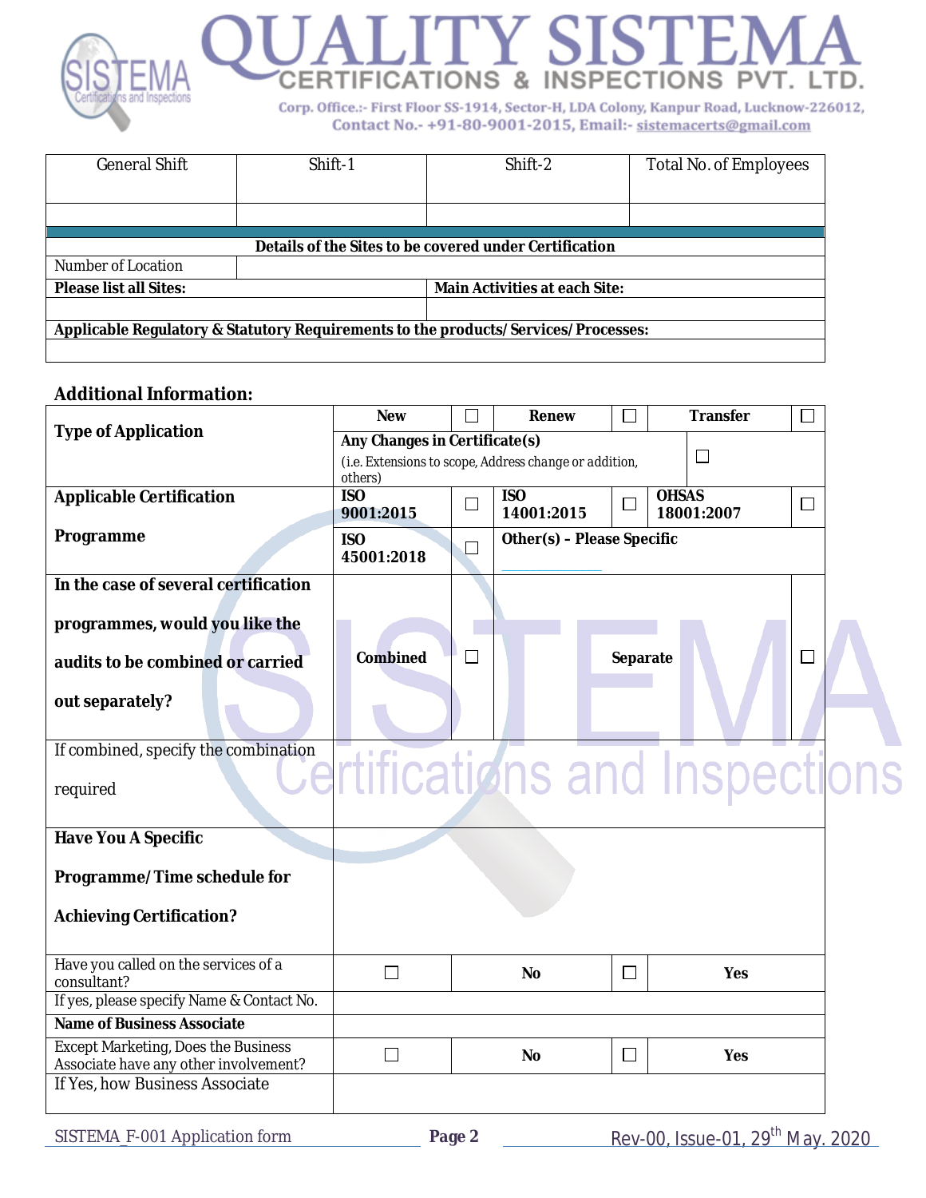| General Shift | Shift-1 | Shift-2 | Total No. of Employees |
|---|---|---|---|
| | | | |

| Details of the Sites to be covered under Certification | |
|---|---|
| Number of Location | |
| **Please list all Sites:** | **Main Activities at each Site:** |
| | |
| **Applicable Regulatory & Statutory Requirements to the products/Services/Processes:** | |
| | |

## Additional Information:

| | | | | | | |
|---|---|---|---|---|---|---|
| **Type of Application** | **New** | ☐ | **Renew** | ☐ | **Transfer** | ☐ |
| | **Any Changes in Certificate(s)** (i.e. Extensions to scope, Address change or addition, others) | | | | | ☐ |
| **Applicable Certification Programme** | **ISO 9001:2015** | ☐ | **ISO 14001:2015** | ☐ | **OHSAS 18001:2007** | ☐ |
| | **ISO 45001:2018** | ☐ | **Other(s) – Please Specific** ______ | | | |
| **In the case of several certification programmes, would you like the audits to be combined or carried out separately?** | **Combined** | ☐ | **Separate** | | | ☐ |
| If combined, specify the combination required | | | | | | |
| **Have You A Specific Programme/Time schedule for Achieving Certification?** | | | | | | |
| Have you called on the services of a consultant? | ☐ | **No** | ☐ | **Yes** | | |
| If yes, please specify Name & Contact No. | | | | | | |
| **Name of Business Associate** | | | | | | |
| Except Marketing, Does the Business Associate have any other involvement? | ☐ | **No** | ☐ | **Yes** | | |
| If Yes, how Business Associate | | | | | | |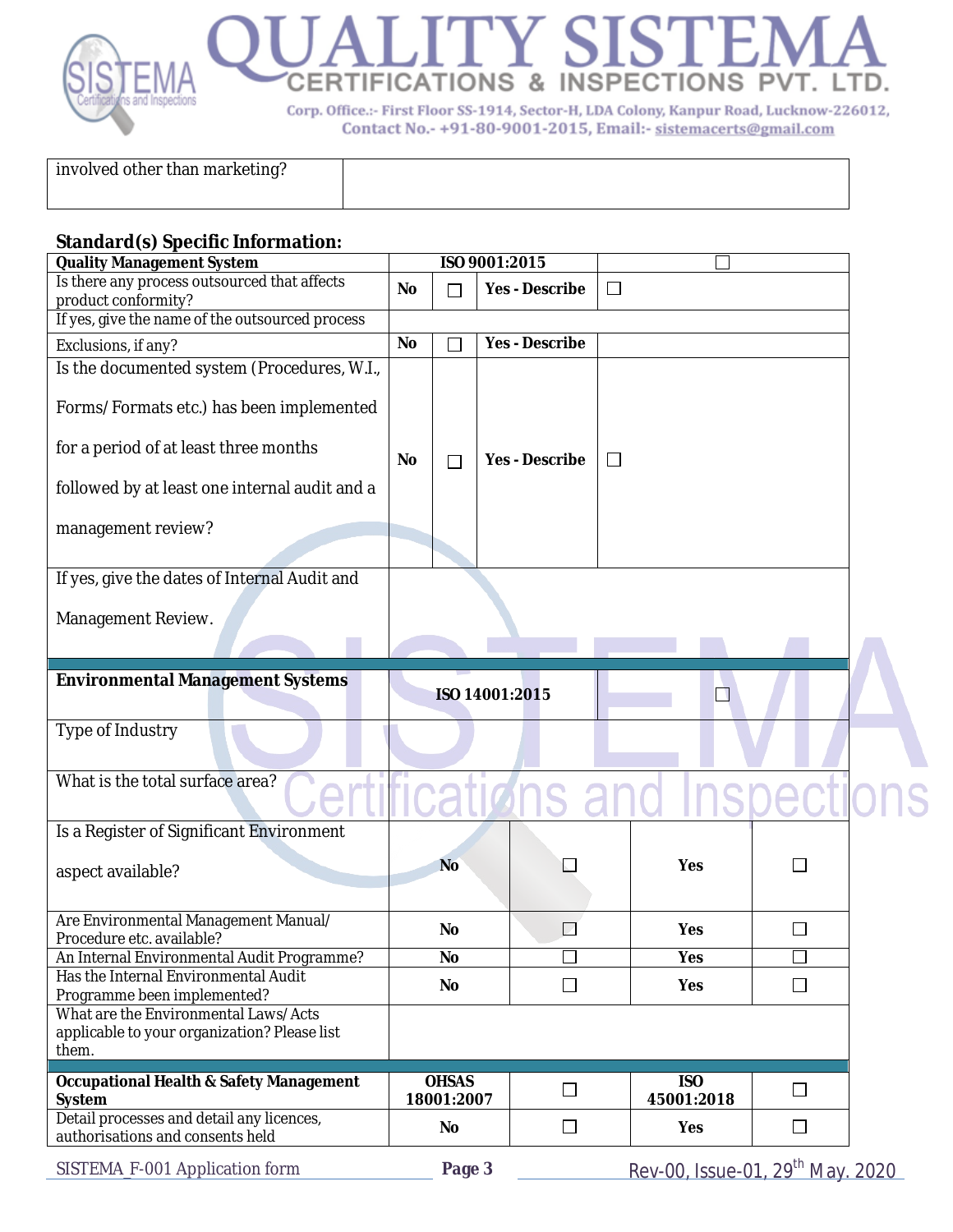| involved other than marketing? | |
|---|---|

## Standard(s) Specific Information:

| Quality Management System | ISO 9001:2015 | | ☐ | |
|---|---|---|---|---|
| Is there any process outsourced that affects product conformity? | No | ☐ | Yes - Describe | ☐ |
| If yes, give the name of the outsourced process | | | | |
| Exclusions, if any? | No | ☐ | Yes - Describe | |
| Is the documented system (Procedures, W.I., Forms/Formats etc.) has been implemented for a period of at least three months followed by at least one internal audit and a management review? | No | ☐ | Yes - Describe | ☐ |
| If yes, give the dates of Internal Audit and Management Review. | | | | |

| Environmental Management Systems | ISO 14001:2015 | | ☐ | |
|---|---|---|---|---|
| Type of Industry | | | | |
| What is the total surface area? | | | | |
| Is a Register of Significant Environment aspect available? | No | ☐ | Yes | ☐ |
| Are Environmental Management Manual/ Procedure etc. available? | No | ☐ | Yes | ☐ |
| An Internal Environmental Audit Programme? | No | ☐ | Yes | ☐ |
| Has the Internal Environmental Audit Programme been implemented? | No | ☐ | Yes | ☐ |
| What are the Environmental Laws/Acts applicable to your organization? Please list them. | | | | |

| Occupational Health & Safety Management System | OHSAS 18001:2007 | ☐ | ISO 45001:2018 | ☐ |
|---|---|---|---|---|
| Detail processes and detail any licences, authorisations and consents held | No | ☐ | Yes | ☐ |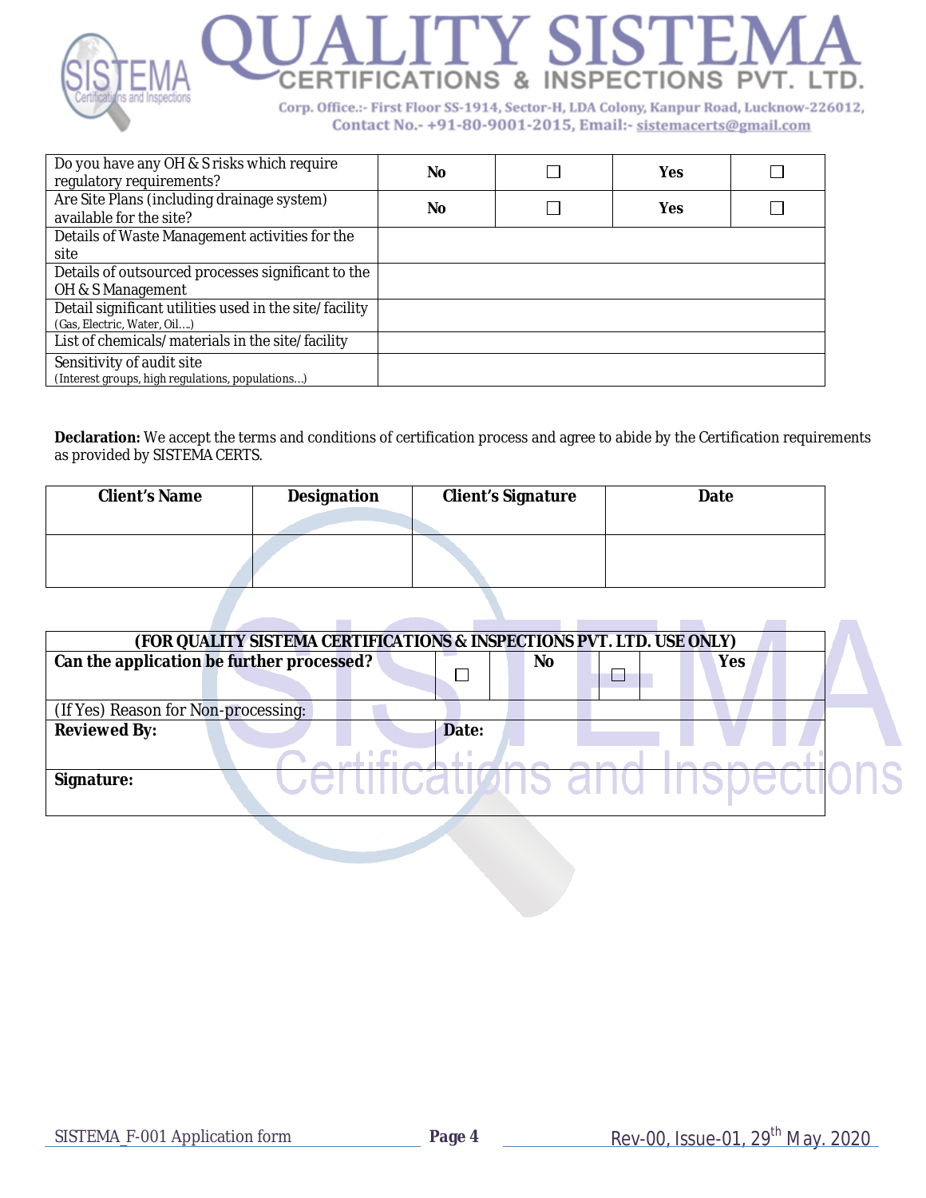| | | | | |
|---|---|---|---|---|
| Do you have any OH & S risks which require regulatory requirements? | No | ☐ | Yes | ☐ |
| Are Site Plans (including drainage system) available for the site? | No | ☐ | Yes | ☐ |
| Details of Waste Management activities for the site | | | | |
| Details of outsourced processes significant to the OH & S Management | | | | |
| Detail significant utilities used in the site/facility (Gas, Electric, Water, Oil….) | | | | |
| List of chemicals/materials in the site/facility | | | | |
| Sensitivity of audit site (Interest groups, high regulations, populations…) | | | | |

**Declaration:** We accept the terms and conditions of certification process and agree to abide by the Certification requirements as provided by SISTEMA CERTS.

| Client's Name | Designation | Client's Signature | Date |
|---|---|---|---|
| | | | |

| (FOR QUALITY SISTEMA CERTIFICATIONS & INSPECTIONS PVT. LTD. USE ONLY) | | | | |
|---|---|---|---|---|
| **Can the application be further processed?** | ☐ | **No** | ☐ | **Yes** |
| (If Yes) Reason for Non-processing: | | | | |
| **Reviewed By:** | **Date:** | | | |
| **Signature:** | | | | |